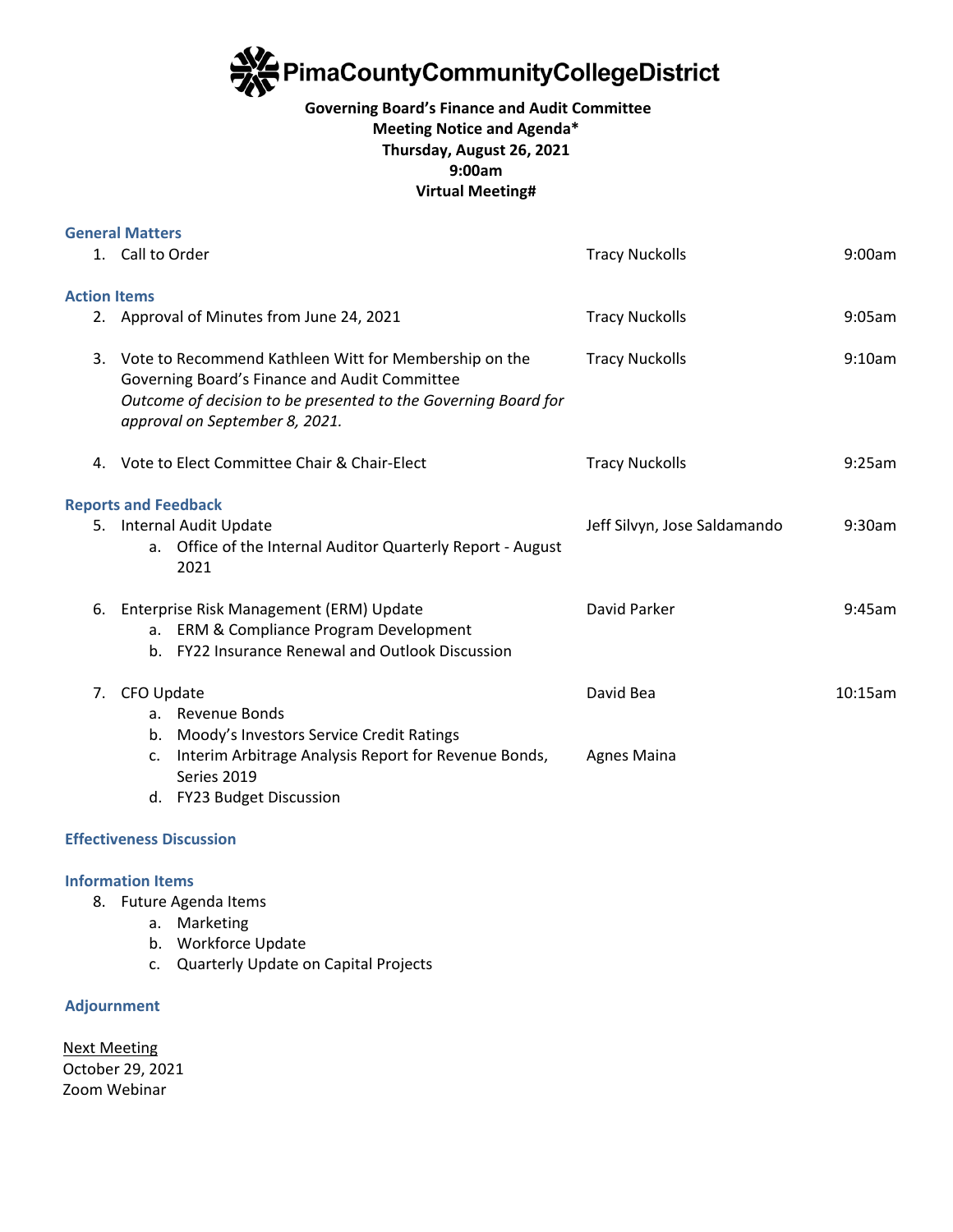# PimaCountyCommunityCollegeDistrict

**Governing Board's Finance and Audit Committee**
**Meeting Notice and Agenda\***
**Thursday, August 26, 2021**
**9:00am**
**Virtual Meeting#**

### General Matters

| | | |
|---|---|---|
| 1. Call to Order | Tracy Nuckolls | 9:00am |

### Action Items

| | | |
|---|---|---|
| 2. Approval of Minutes from June 24, 2021 | Tracy Nuckolls | 9:05am |
| 3. Vote to Recommend Kathleen Witt for Membership on the Governing Board's Finance and Audit Committee<br>*Outcome of decision to be presented to the Governing Board for approval on September 8, 2021.* | Tracy Nuckolls | 9:10am |
| 4. Vote to Elect Committee Chair & Chair-Elect | Tracy Nuckolls | 9:25am |

### Reports and Feedback

| | | |
|---|---|---|
| 5. Internal Audit Update<br>a. Office of the Internal Auditor Quarterly Report - August 2021 | Jeff Silvyn, Jose Saldamando | 9:30am |
| 6. Enterprise Risk Management (ERM) Update<br>a. ERM & Compliance Program Development<br>b. FY22 Insurance Renewal and Outlook Discussion | David Parker | 9:45am |
| 7. CFO Update<br>a. Revenue Bonds<br>b. Moody's Investors Service Credit Ratings | David Bea | 10:15am |
| c. Interim Arbitrage Analysis Report for Revenue Bonds, Series 2019<br>d. FY23 Budget Discussion | Agnes Maina | |

### Effectiveness Discussion

### Information Items

8. Future Agenda Items
   a. Marketing
   b. Workforce Update
   c. Quarterly Update on Capital Projects

### Adjournment

<u>Next Meeting</u>
October 29, 2021
Zoom Webinar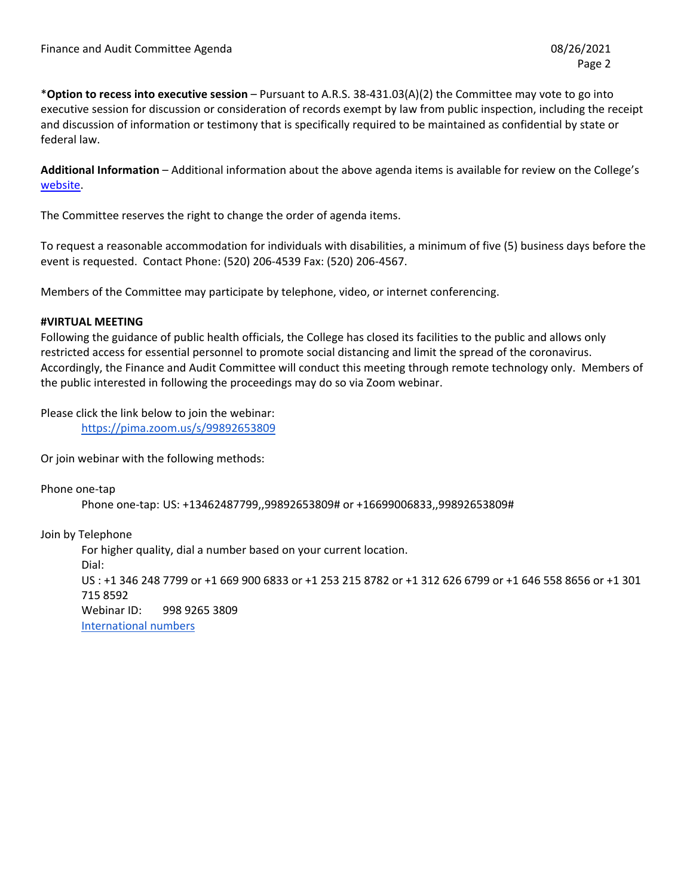***Option to recess into executive session** – Pursuant to A.R.S. 38-431.03(A)(2) the Committee may vote to go into executive session for discussion or consideration of records exempt by law from public inspection, including the receipt and discussion of information or testimony that is specifically required to be maintained as confidential by state or federal law.

**Additional Information** – Additional information about the above agenda items is available for review on the College's website.

The Committee reserves the right to change the order of agenda items.

To request a reasonable accommodation for individuals with disabilities, a minimum of five (5) business days before the event is requested. Contact Phone: (520) 206-4539 Fax: (520) 206-4567.

Members of the Committee may participate by telephone, video, or internet conferencing.

**#VIRTUAL MEETING**

Following the guidance of public health officials, the College has closed its facilities to the public and allows only restricted access for essential personnel to promote social distancing and limit the spread of the coronavirus. Accordingly, the Finance and Audit Committee will conduct this meeting through remote technology only. Members of the public interested in following the proceedings may do so via Zoom webinar.

Please click the link below to join the webinar:

https://pima.zoom.us/s/99892653809

Or join webinar with the following methods:

Phone one-tap

Phone one-tap: US: +13462487799,,99892653809# or +16699006833,,99892653809#

Join by Telephone

For higher quality, dial a number based on your current location.

Dial:

US : +1 346 248 7799 or +1 669 900 6833 or +1 253 215 8782 or +1 312 626 6799 or +1 646 558 8656 or +1 301 715 8592

Webinar ID: 998 9265 3809

International numbers